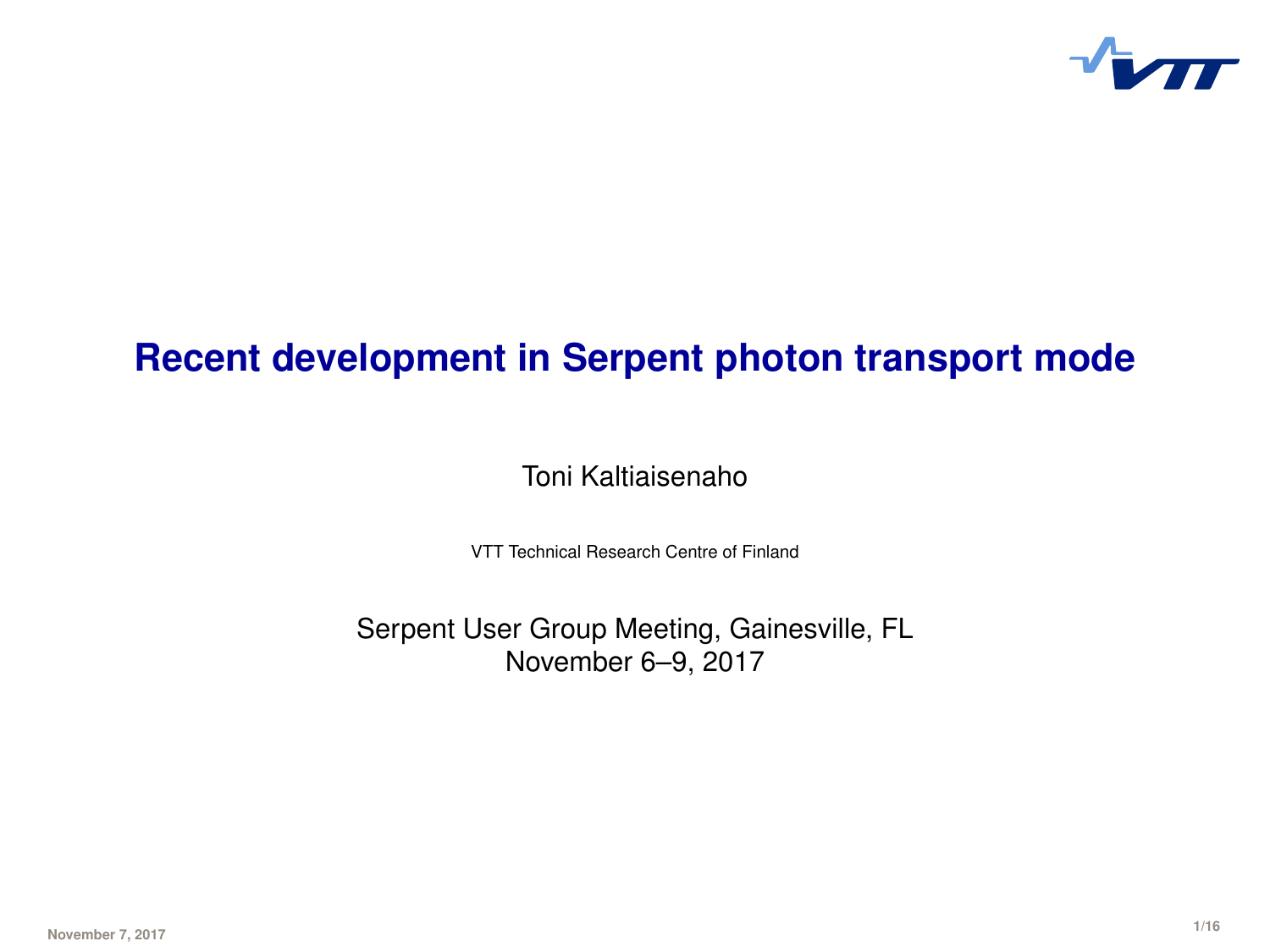# Recent development in Serpent photon transport mode

Toni Kaltiaisenaho

VTT Technical Research Centre of Finland

Serpent User Group Meeting, Gainesville, FL
November 6–9, 2017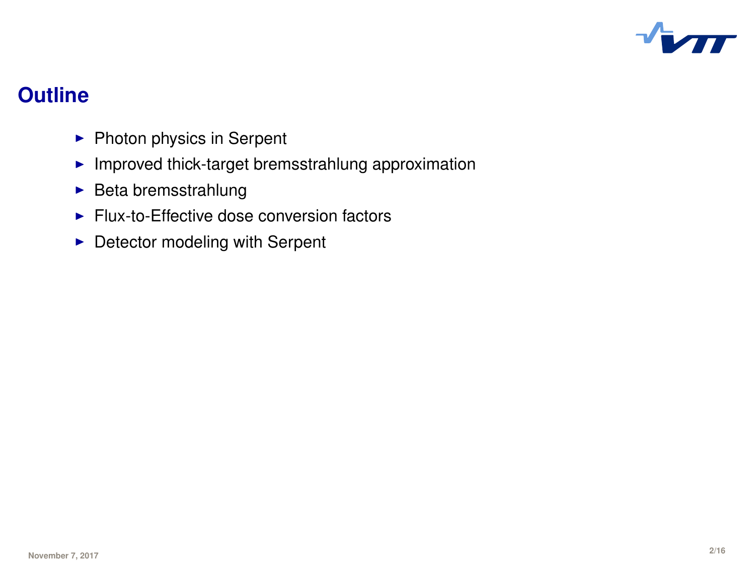## Outline

- Photon physics in Serpent
- Improved thick-target bremsstrahlung approximation
- Beta bremsstrahlung
- Flux-to-Effective dose conversion factors
- Detector modeling with Serpent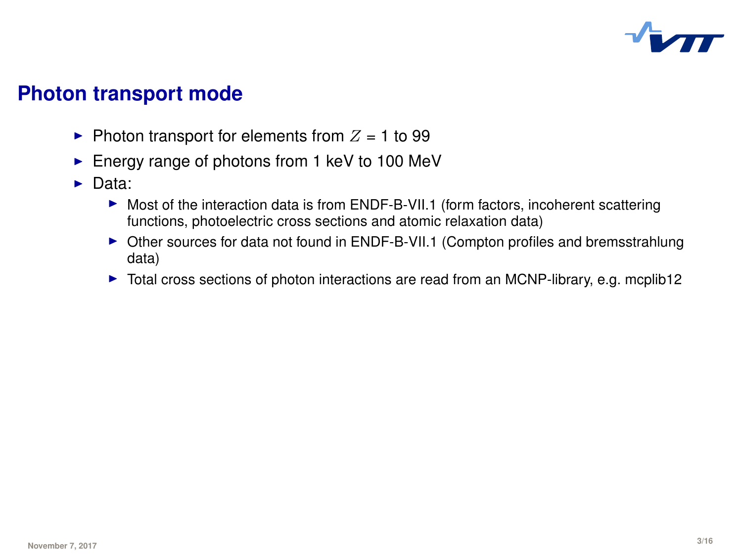## Photon transport mode

- Photon transport for elements from $Z$ = 1 to 99
- Energy range of photons from 1 keV to 100 MeV
- Data:
  - Most of the interaction data is from ENDF-B-VII.1 (form factors, incoherent scattering functions, photoelectric cross sections and atomic relaxation data)
  - Other sources for data not found in ENDF-B-VII.1 (Compton profiles and bremsstrahlung data)
  - Total cross sections of photon interactions are read from an MCNP-library, e.g. mcplib12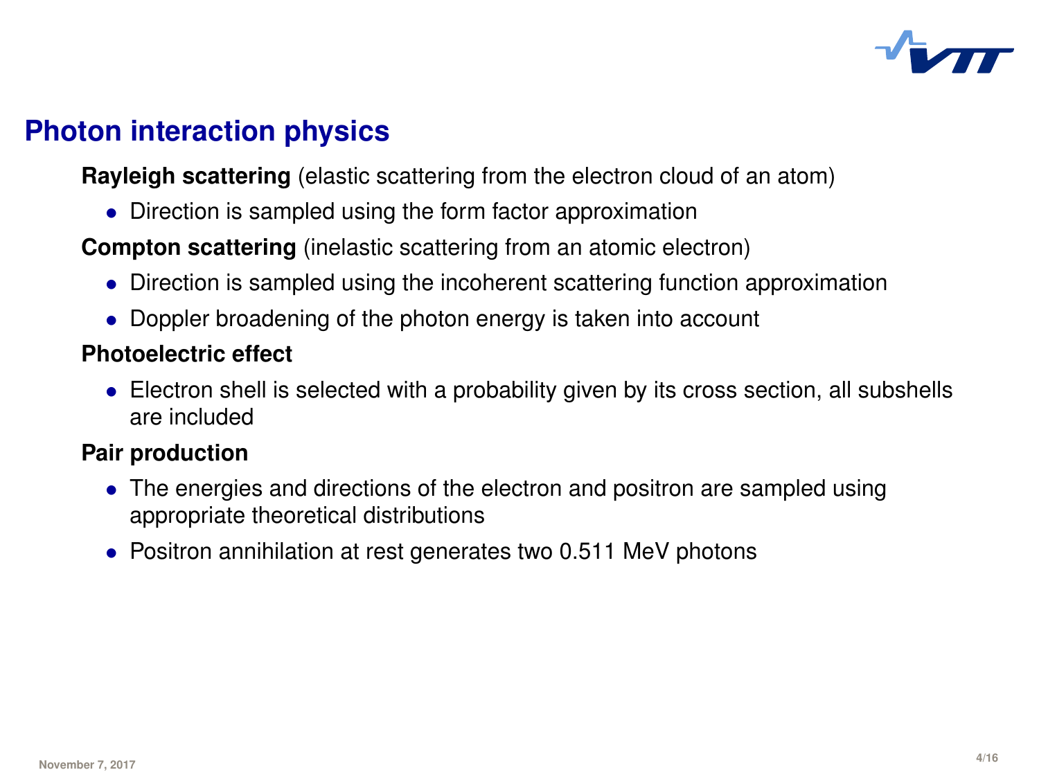# Photon interaction physics

**Rayleigh scattering** (elastic scattering from the electron cloud of an atom)

- Direction is sampled using the form factor approximation

**Compton scattering** (inelastic scattering from an atomic electron)

- Direction is sampled using the incoherent scattering function approximation
- Doppler broadening of the photon energy is taken into account

**Photoelectric effect**

- Electron shell is selected with a probability given by its cross section, all subshells are included

**Pair production**

- The energies and directions of the electron and positron are sampled using appropriate theoretical distributions
- Positron annihilation at rest generates two 0.511 MeV photons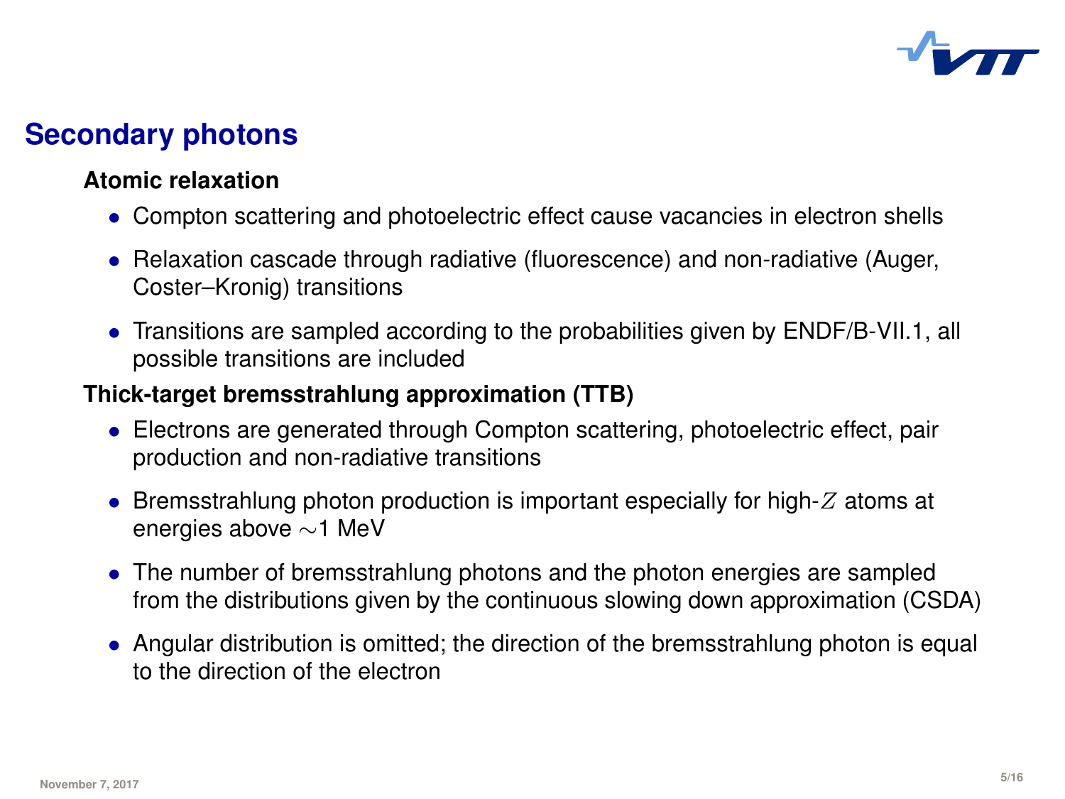## Secondary photons

### Atomic relaxation

- Compton scattering and photoelectric effect cause vacancies in electron shells
- Relaxation cascade through radiative (fluorescence) and non-radiative (Auger, Coster–Kronig) transitions
- Transitions are sampled according to the probabilities given by ENDF/B-VII.1, all possible transitions are included

### Thick-target bremsstrahlung approximation (TTB)

- Electrons are generated through Compton scattering, photoelectric effect, pair production and non-radiative transitions
- Bremsstrahlung photon production is important especially for high-$Z$ atoms at energies above $\sim$1 MeV
- The number of bremsstrahlung photons and the photon energies are sampled from the distributions given by the continuous slowing down approximation (CSDA)
- Angular distribution is omitted; the direction of the bremsstrahlung photon is equal to the direction of the electron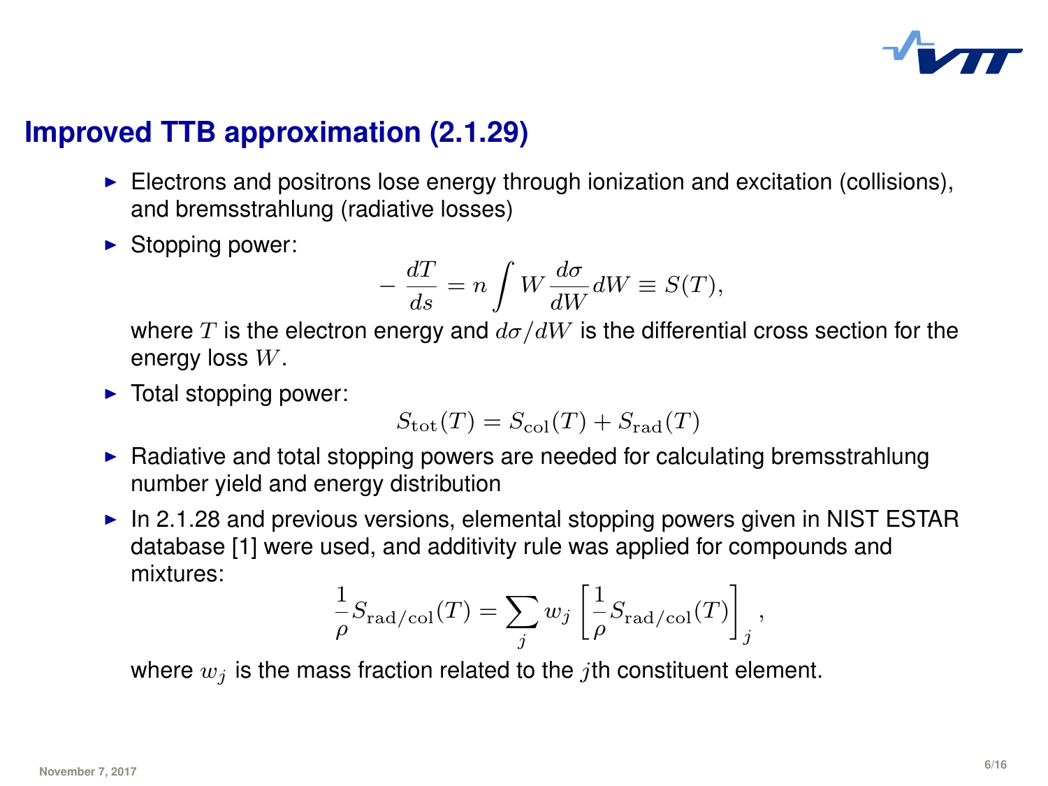## Improved TTB approximation (2.1.29)

- Electrons and positrons lose energy through ionization and excitation (collisions), and bremsstrahlung (radiative losses)
- Stopping power:

$$-\frac{dT}{ds} = n \int W \frac{d\sigma}{dW} dW \equiv S(T),$$

  where $T$ is the electron energy and $d\sigma/dW$ is the differential cross section for the energy loss $W$.

- Total stopping power:

$$S_{\mathrm{tot}}(T) = S_{\mathrm{col}}(T) + S_{\mathrm{rad}}(T)$$

- Radiative and total stopping powers are needed for calculating bremsstrahlung number yield and energy distribution
- In 2.1.28 and previous versions, elemental stopping powers given in NIST ESTAR database [1] were used, and additivity rule was applied for compounds and mixtures:

$$\frac{1}{\rho} S_{\mathrm{rad/col}}(T) = \sum_j w_j \left[ \frac{1}{\rho} S_{\mathrm{rad/col}}(T) \right]_j ,$$

  where $w_j$ is the mass fraction related to the $j$th constituent element.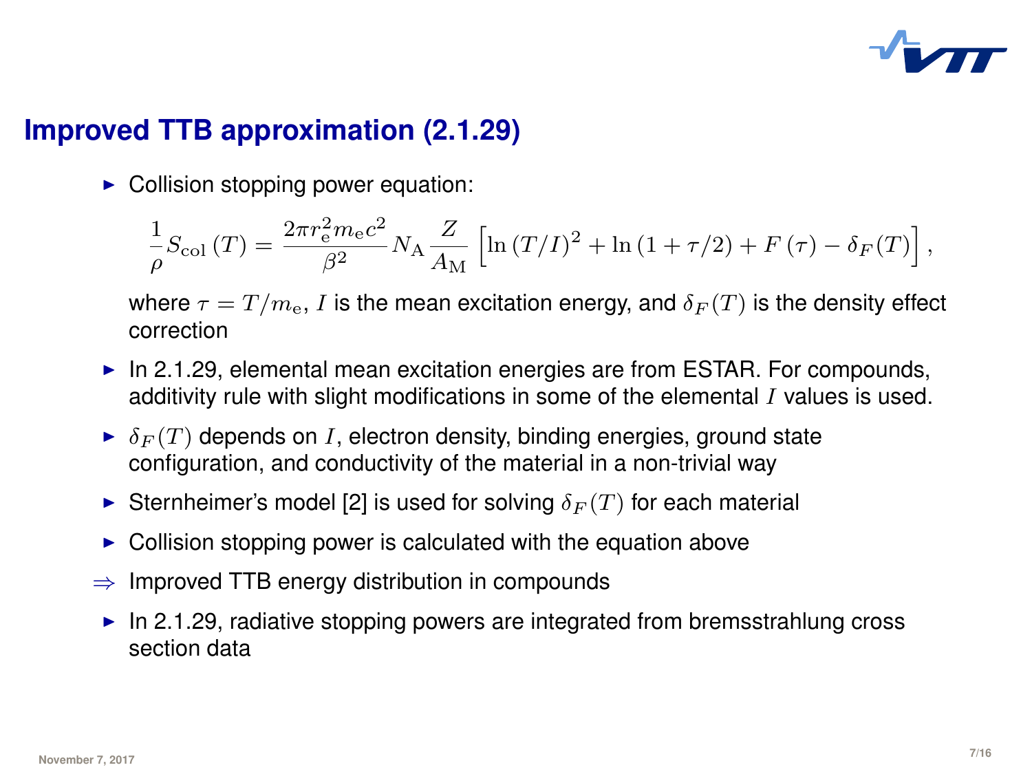# Improved TTB approximation (2.1.29)

- Collision stopping power equation:

$$\frac{1}{\rho} S_{\mathrm{col}}(T) = \frac{2\pi r_{\mathrm{e}}^2 m_{\mathrm{e}} c^2}{\beta^2} N_{\mathrm{A}} \frac{Z}{A_{\mathrm{M}}} \left[ \ln (T/I)^2 + \ln (1 + \tau/2) + F(\tau) - \delta_F(T) \right],$$

  where $\tau = T/m_{\mathrm{e}}$, $I$ is the mean excitation energy, and $\delta_F(T)$ is the density effect correction

- In 2.1.29, elemental mean excitation energies are from ESTAR. For compounds, additivity rule with slight modifications in some of the elemental $I$ values is used.
- $\delta_F(T)$ depends on $I$, electron density, binding energies, ground state configuration, and conductivity of the material in a non-trivial way
- Sternheimer's model [2] is used for solving $\delta_F(T)$ for each material
- Collision stopping power is calculated with the equation above

$\Rightarrow$ Improved TTB energy distribution in compounds

- In 2.1.29, radiative stopping powers are integrated from bremsstrahlung cross section data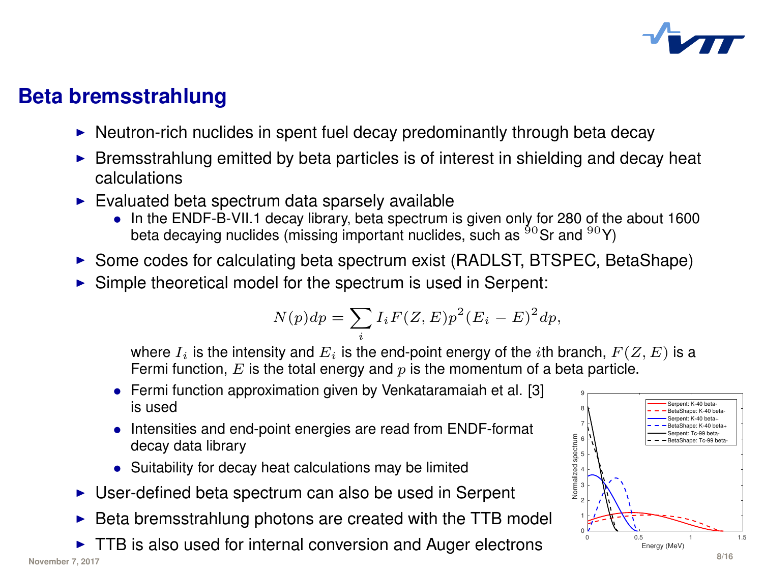# Beta bremsstrahlung

- Neutron-rich nuclides in spent fuel decay predominantly through beta decay
- Bremsstrahlung emitted by beta particles is of interest in shielding and decay heat calculations
- Evaluated beta spectrum data sparsely available
  - In the ENDF-B-VII.1 decay library, beta spectrum is given only for 280 of the about 1600 beta decaying nuclides (missing important nuclides, such as $^{90}$Sr and $^{90}$Y)
- Some codes for calculating beta spectrum exist (RADLST, BTSPEC, BetaShape)
- Simple theoretical model for the spectrum is used in Serpent:

$$N(p)dp = \sum_i I_i F(Z,E) p^2 (E_i - E)^2 dp,$$

  where $I_i$ is the intensity and $E_i$ is the end-point energy of the $i$th branch, $F(Z,E)$ is a Fermi function, $E$ is the total energy and $p$ is the momentum of a beta particle.
  - Fermi function approximation given by Venkataramaiah et al. [3] is used
  - Intensities and end-point energies are read from ENDF-format decay data library
  - Suitability for decay heat calculations may be limited
- User-defined beta spectrum can also be used in Serpent
- Beta bremsstrahlung photons are created with the TTB model
- TTB is also used for internal conversion and Auger electrons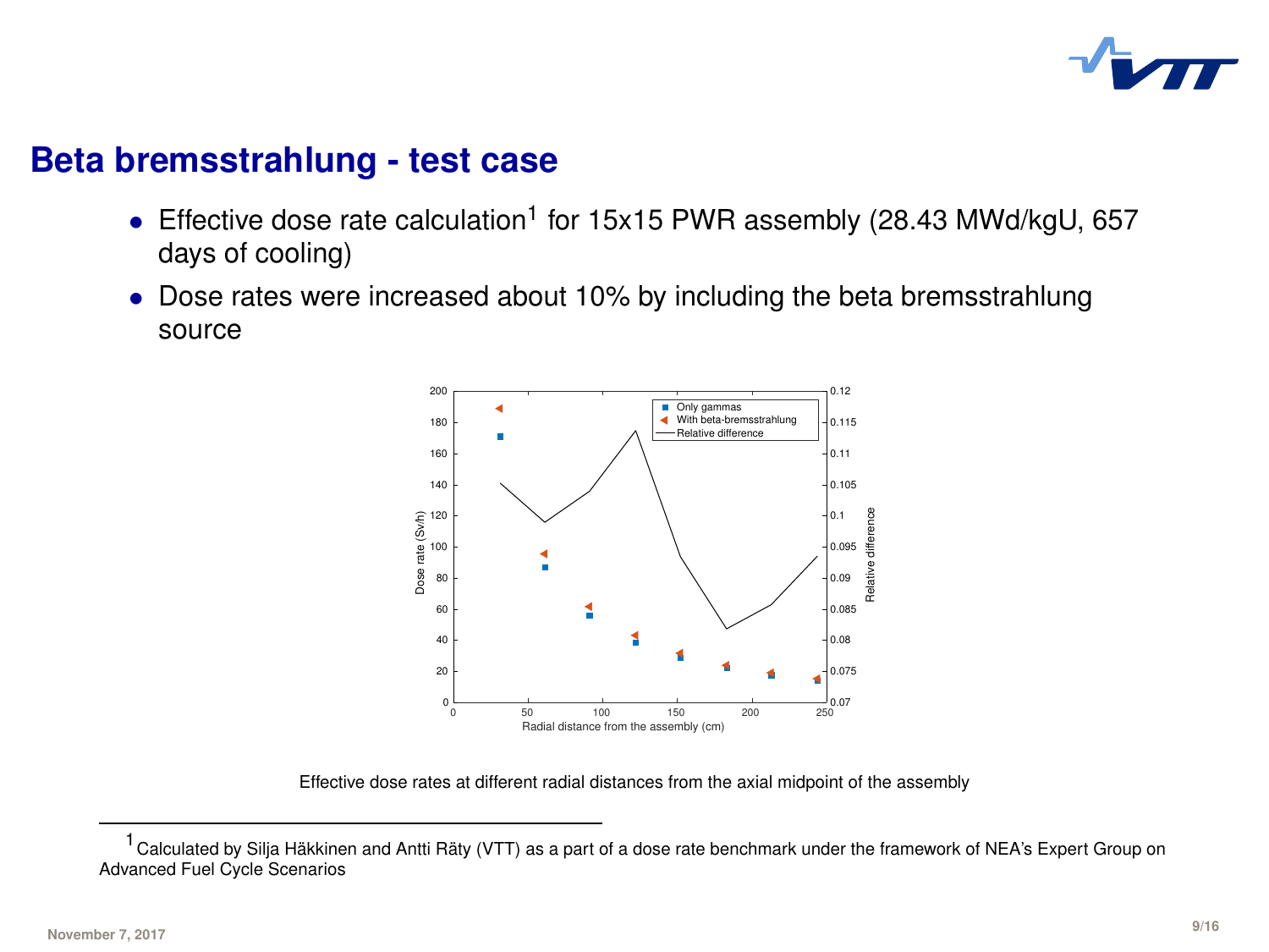# Beta bremsstrahlung - test case

- Effective dose rate calculation[1] for 15x15 PWR assembly (28.43 MWd/kgU, 657 days of cooling)
- Dose rates were increased about 10% by including the beta bremsstrahlung source

Effective dose rates at different radial distances from the axial midpoint of the assembly

[1] Calculated by Silja Häkkinen and Antti Räty (VTT) as a part of a dose rate benchmark under the framework of NEA's Expert Group on Advanced Fuel Cycle Scenarios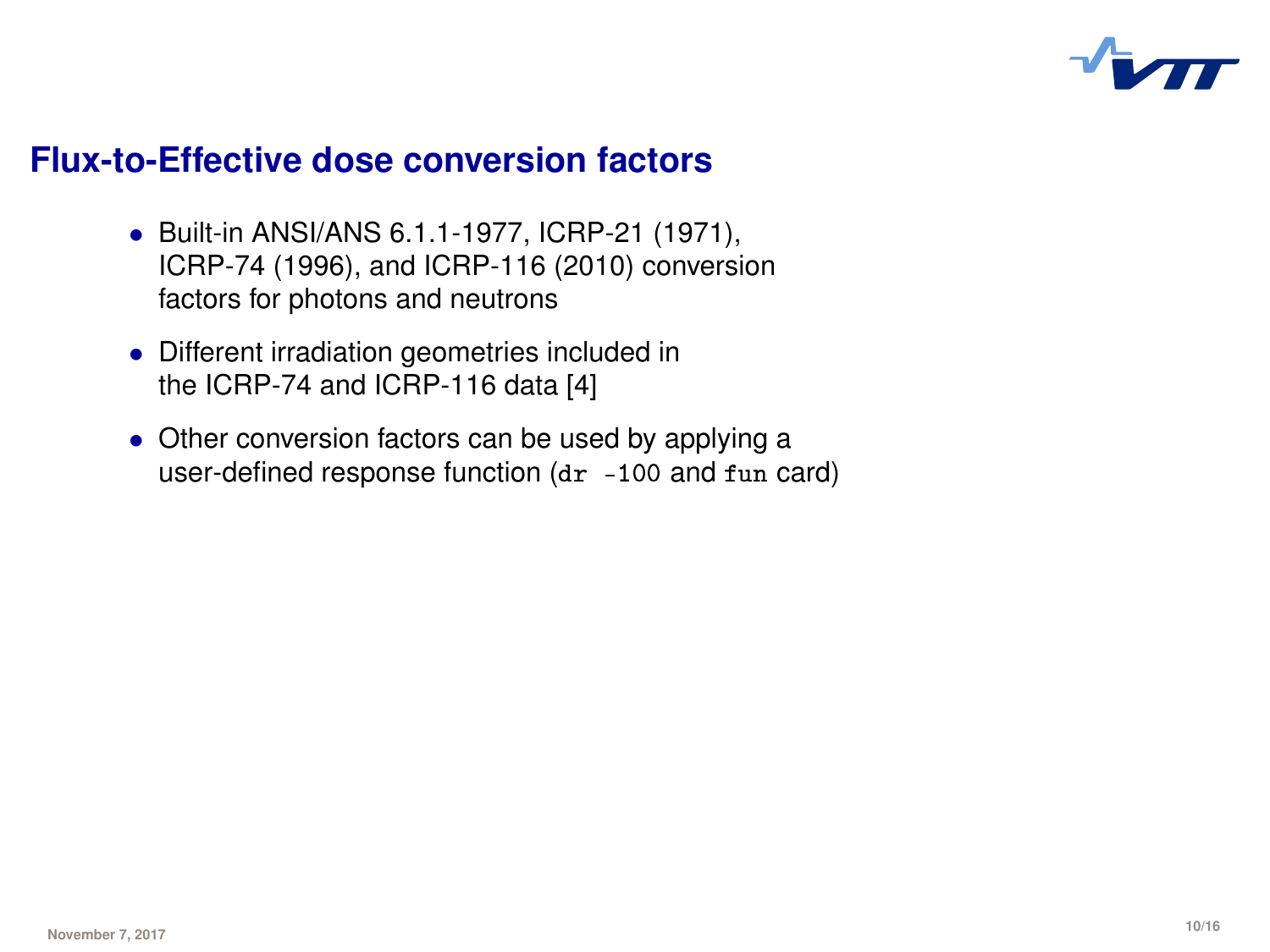## Flux-to-Effective dose conversion factors

- Built-in ANSI/ANS 6.1.1-1977, ICRP-21 (1971), ICRP-74 (1996), and ICRP-116 (2010) conversion factors for photons and neutrons
- Different irradiation geometries included in the ICRP-74 and ICRP-116 data [4]
- Other conversion factors can be used by applying a user-defined response function (`dr -100` and `fun` card)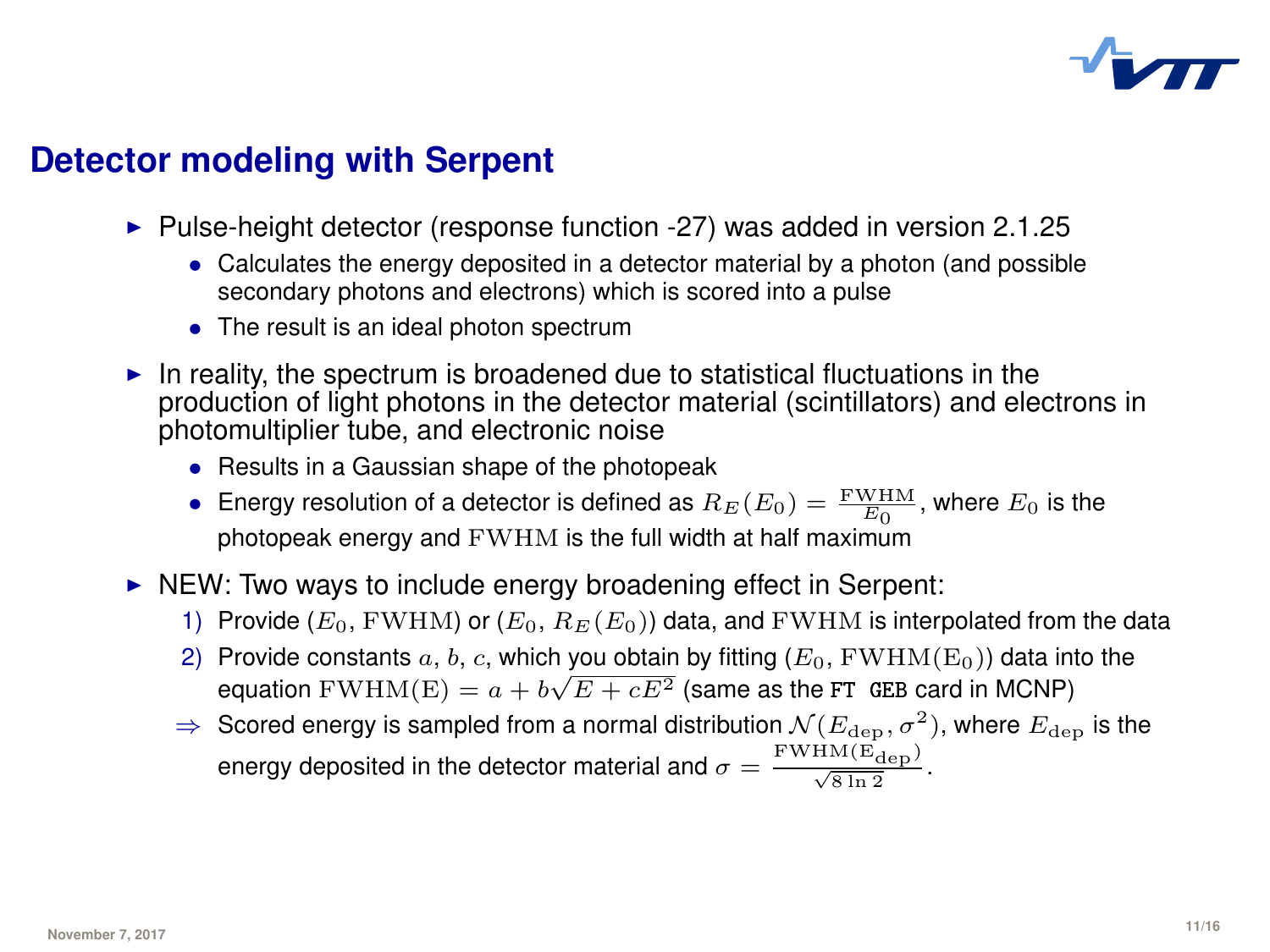## Detector modeling with Serpent

- Pulse-height detector (response function -27) was added in version 2.1.25
  - Calculates the energy deposited in a detector material by a photon (and possible secondary photons and electrons) which is scored into a pulse
  - The result is an ideal photon spectrum
- In reality, the spectrum is broadened due to statistical fluctuations in the production of light photons in the detector material (scintillators) and electrons in photomultiplier tube, and electronic noise
  - Results in a Gaussian shape of the photopeak
  - Energy resolution of a detector is defined as $R_E(E_0) = \frac{\mathrm{FWHM}}{E_0}$, where $E_0$ is the photopeak energy and $\mathrm{FWHM}$ is the full width at half maximum
- NEW: Two ways to include energy broadening effect in Serpent:
  1) Provide ($E_0$, $\mathrm{FWHM}$) or ($E_0$, $R_E(E_0)$) data, and $\mathrm{FWHM}$ is interpolated from the data
  2) Provide constants $a$, $b$, $c$, which you obtain by fitting ($E_0$, $\mathrm{FWHM(E_0)}$) data into the equation $\mathrm{FWHM(E)} = a + b\sqrt{E + cE^2}$ (same as the `FT GEB` card in MCNP)

  $\Rightarrow$ Scored energy is sampled from a normal distribution $\mathcal{N}(E_{\mathrm{dep}}, \sigma^2)$, where $E_{\mathrm{dep}}$ is the energy deposited in the detector material and $\sigma = \frac{\mathrm{FWHM(E_{dep})}}{\sqrt{8 \ln 2}}$.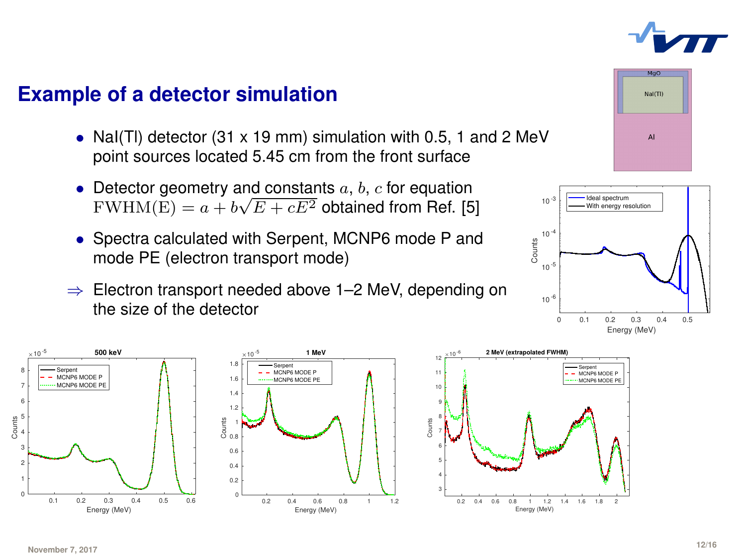# Example of a detector simulation

- NaI(Tl) detector (31 x 19 mm) simulation with 0.5, 1 and 2 MeV point sources located 5.45 cm from the front surface
- Detector geometry and constants $a$, $b$, $c$ for equation $\mathrm{FWHM(E)} = a + b\sqrt{E + cE^2}$ obtained from Ref. [5]
- Spectra calculated with Serpent, MCNP6 mode P and mode PE (electron transport mode)

$\Rightarrow$ Electron transport needed above 1–2 MeV, depending on the size of the detector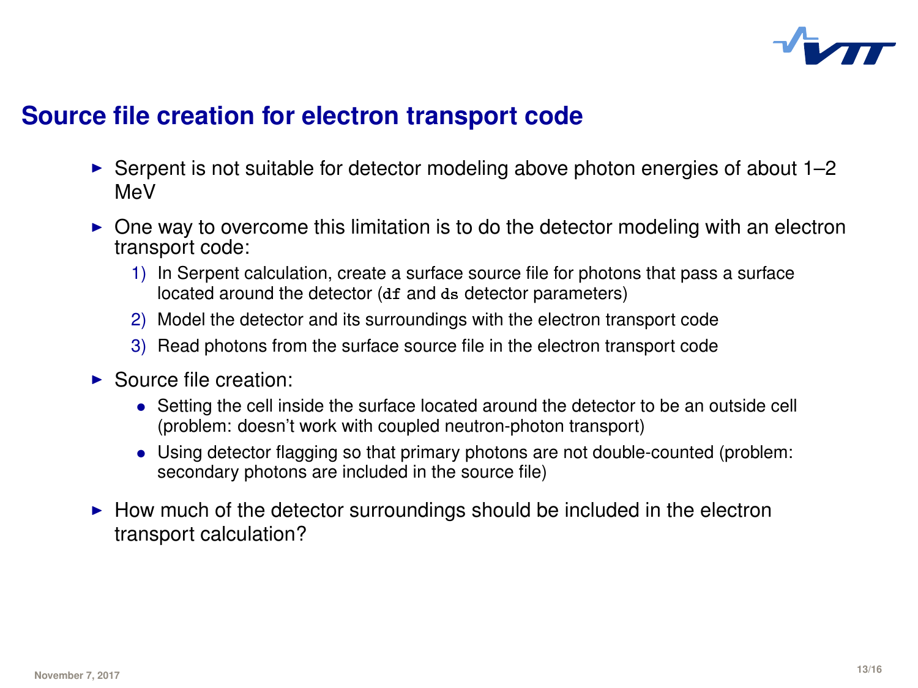# Source file creation for electron transport code

- Serpent is not suitable for detector modeling above photon energies of about 1–2 MeV
- One way to overcome this limitation is to do the detector modeling with an electron transport code:
  1) In Serpent calculation, create a surface source file for photons that pass a surface located around the detector (`df` and `ds` detector parameters)
  2) Model the detector and its surroundings with the electron transport code
  3) Read photons from the surface source file in the electron transport code
- Source file creation:
  - Setting the cell inside the surface located around the detector to be an outside cell (problem: doesn't work with coupled neutron-photon transport)
  - Using detector flagging so that primary photons are not double-counted (problem: secondary photons are included in the source file)
- How much of the detector surroundings should be included in the electron transport calculation?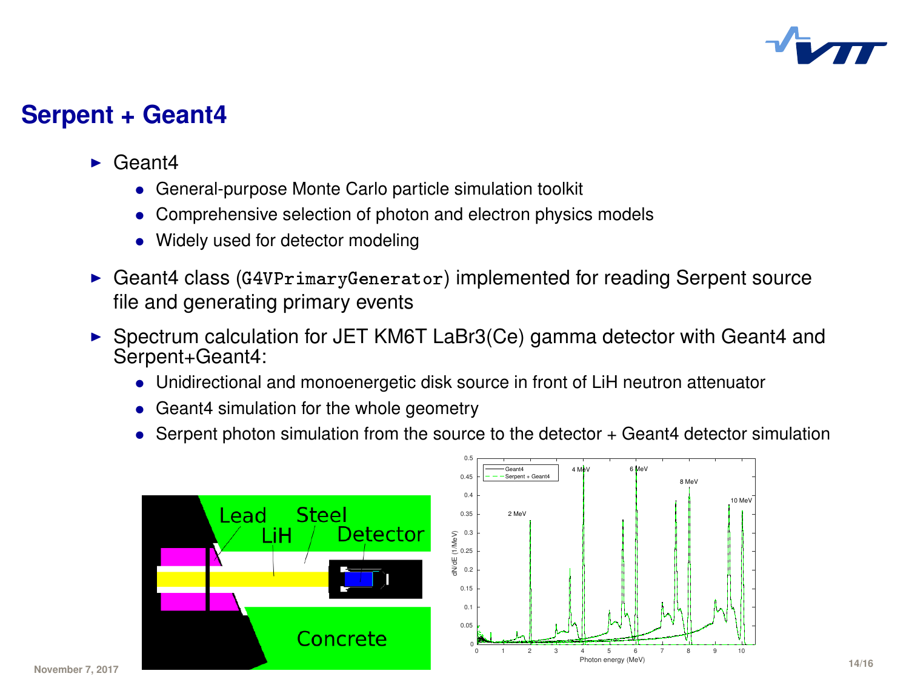## Serpent + Geant4

- Geant4
  - General-purpose Monte Carlo particle simulation toolkit
  - Comprehensive selection of photon and electron physics models
  - Widely used for detector modeling
- Geant4 class (`G4VPrimaryGenerator`) implemented for reading Serpent source file and generating primary events
- Spectrum calculation for JET KM6T LaBr3(Ce) gamma detector with Geant4 and Serpent+Geant4:
  - Unidirectional and monoenergetic disk source in front of LiH neutron attenuator
  - Geant4 simulation for the whole geometry
  - Serpent photon simulation from the source to the detector + Geant4 detector simulation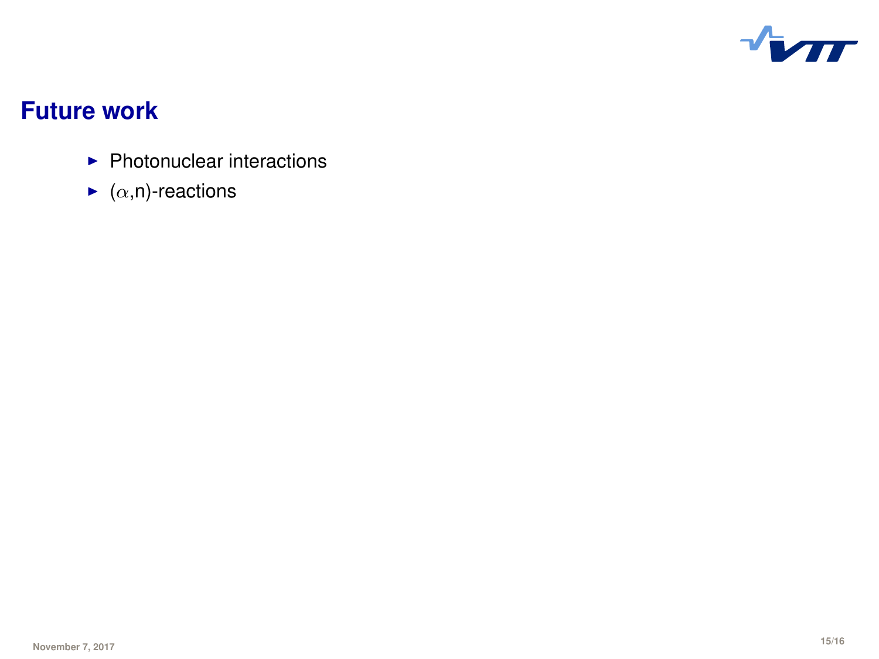# Future work

- Photonuclear interactions
- ($\alpha$,n)-reactions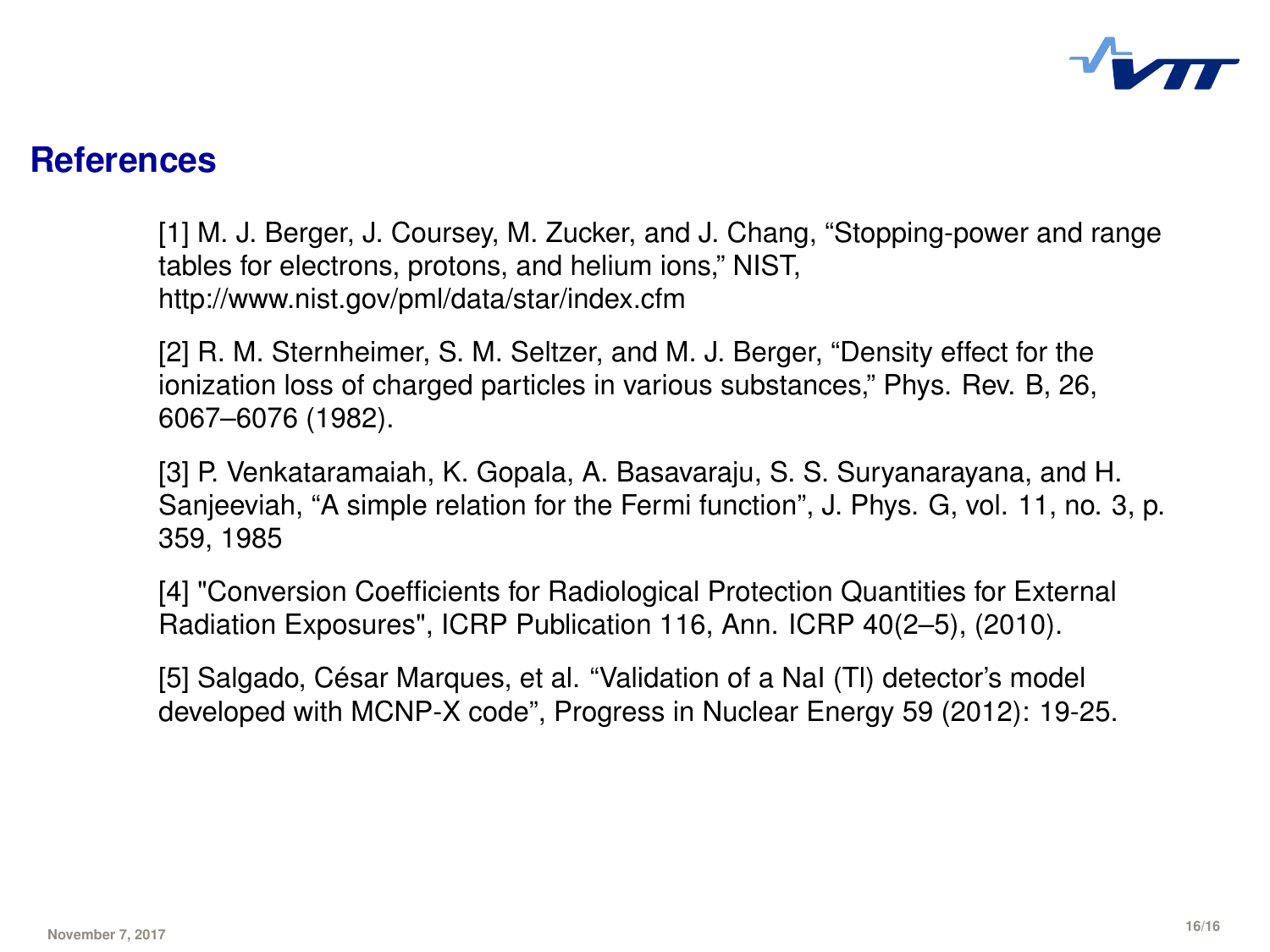# References

[1] M. J. Berger, J. Coursey, M. Zucker, and J. Chang, “Stopping-power and range tables for electrons, protons, and helium ions,” NIST, http://www.nist.gov/pml/data/star/index.cfm

[2] R. M. Sternheimer, S. M. Seltzer, and M. J. Berger, “Density effect for the ionization loss of charged particles in various substances,” Phys. Rev. B, 26, 6067–6076 (1982).

[3] P. Venkataramaiah, K. Gopala, A. Basavaraju, S. S. Suryanarayana, and H. Sanjeeviah, “A simple relation for the Fermi function”, J. Phys. G, vol. 11, no. 3, p. 359, 1985

[4] "Conversion Coefficients for Radiological Protection Quantities for External Radiation Exposures", ICRP Publication 116, Ann. ICRP 40(2–5), (2010).

[5] Salgado, César Marques, et al. “Validation of a NaI (Tl) detector’s model developed with MCNP-X code”, Progress in Nuclear Energy 59 (2012): 19-25.